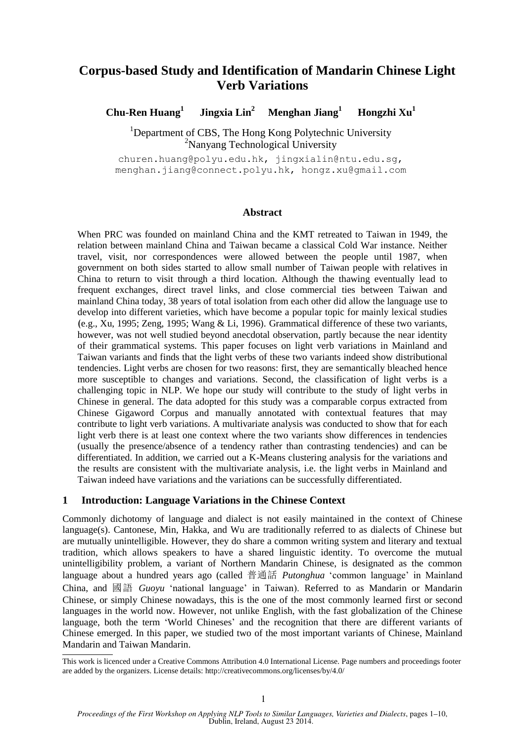# Corpus-based Study and Identification of Mandarin Chinese Light Verb Variations

**Chu-Ren Huang[1] Jingxia Lin[2] Menghan Jiang[1] Hongzhi Xu[1]**

[1]Department of CBS, The Hong Kong Polytechnic University
[2]Nanyang Technological University

churen.huang@polyu.edu.hk, jingxialin@ntu.edu.sg, menghan.jiang@connect.polyu.hk, hongz.xu@gmail.com

## Abstract

When PRC was founded on mainland China and the KMT retreated to Taiwan in 1949, the relation between mainland China and Taiwan became a classical Cold War instance. Neither travel, visit, nor correspondences were allowed between the people until 1987, when government on both sides started to allow small number of Taiwan people with relatives in China to return to visit through a third location. Although the thawing eventually lead to frequent exchanges, direct travel links, and close commercial ties between Taiwan and mainland China today, 38 years of total isolation from each other did allow the language use to develop into different varieties, which have become a popular topic for mainly lexical studies (e.g., Xu, 1995; Zeng, 1995; Wang & Li, 1996). Grammatical difference of these two variants, however, was not well studied beyond anecdotal observation, partly because the near identity of their grammatical systems. This paper focuses on light verb variations in Mainland and Taiwan variants and finds that the light verbs of these two variants indeed show distributional tendencies. Light verbs are chosen for two reasons: first, they are semantically bleached hence more susceptible to changes and variations. Second, the classification of light verbs is a challenging topic in NLP. We hope our study will contribute to the study of light verbs in Chinese in general. The data adopted for this study was a comparable corpus extracted from Chinese Gigaword Corpus and manually annotated with contextual features that may contribute to light verb variations. A multivariate analysis was conducted to show that for each light verb there is at least one context where the two variants show differences in tendencies (usually the presence/absence of a tendency rather than contrasting tendencies) and can be differentiated. In addition, we carried out a K-Means clustering analysis for the variations and the results are consistent with the multivariate analysis, i.e. the light verbs in Mainland and Taiwan indeed have variations and the variations can be successfully differentiated.

## 1 Introduction: Language Variations in the Chinese Context

Commonly dichotomy of language and dialect is not easily maintained in the context of Chinese language(s). Cantonese, Min, Hakka, and Wu are traditionally referred to as dialects of Chinese but are mutually unintelligible. However, they do share a common writing system and literary and textual tradition, which allows speakers to have a shared linguistic identity. To overcome the mutual unintelligibility problem, a variant of Northern Mandarin Chinese, is designated as the common language about a hundred years ago (called 普通話 *Putonghua* 'common language' in Mainland China, and 國語 *Guoyu* 'national language' in Taiwan). Referred to as Mandarin or Mandarin Chinese, or simply Chinese nowadays, this is the one of the most commonly learned first or second languages in the world now. However, not unlike English, with the fast globalization of the Chinese language, both the term 'World Chineses' and the recognition that there are different variants of Chinese emerged. In this paper, we studied two of the most important variants of Chinese, Mainland Mandarin and Taiwan Mandarin.

---

This work is licenced under a Creative Commons Attribution 4.0 International License. Page numbers and proceedings footer are added by the organizers. License details: http://creativecommons.org/licenses/by/4.0/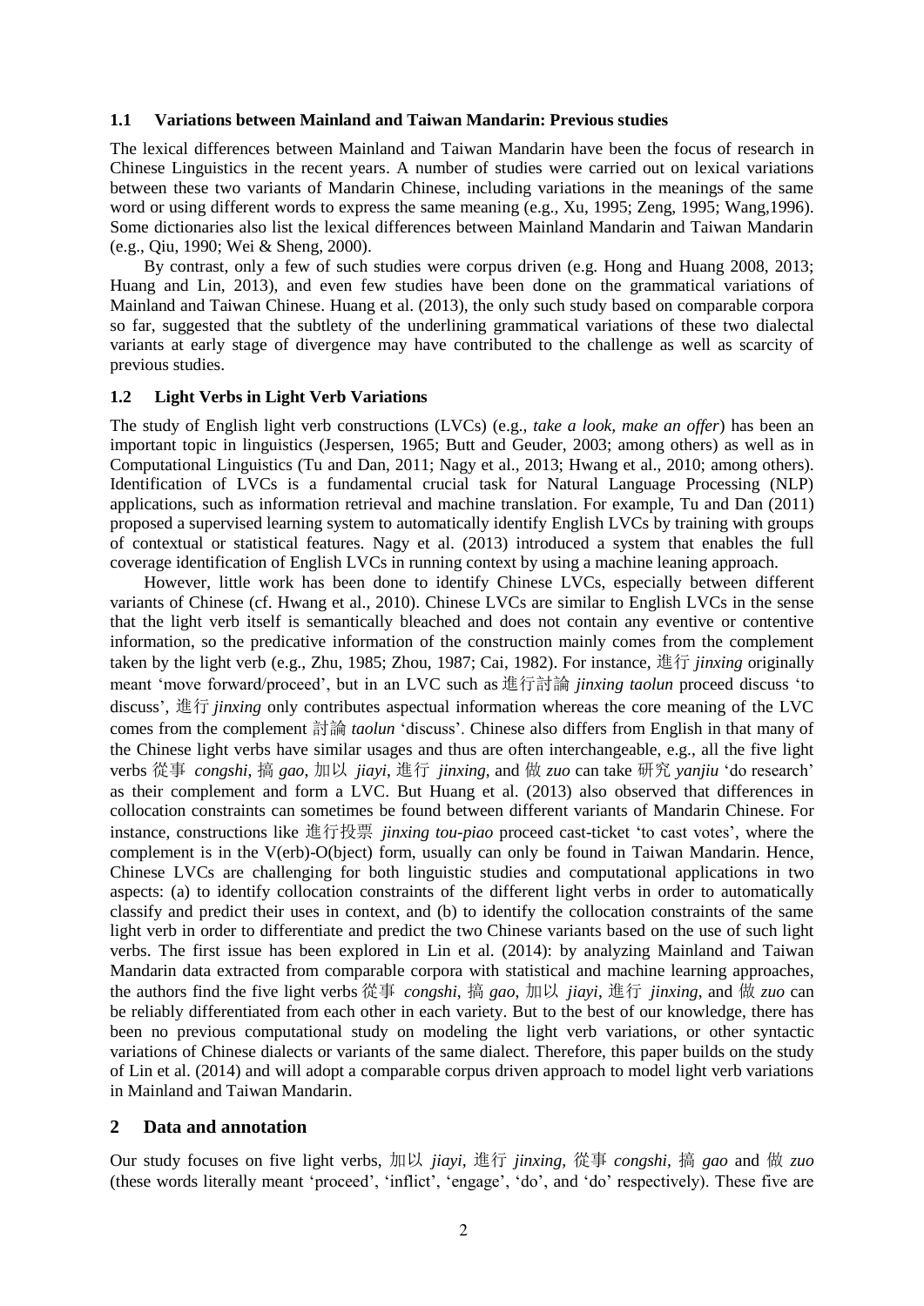### 1.1 Variations between Mainland and Taiwan Mandarin: Previous studies

The lexical differences between Mainland and Taiwan Mandarin have been the focus of research in Chinese Linguistics in the recent years. A number of studies were carried out on lexical variations between these two variants of Mandarin Chinese, including variations in the meanings of the same word or using different words to express the same meaning (e.g., Xu, 1995; Zeng, 1995; Wang,1996). Some dictionaries also list the lexical differences between Mainland Mandarin and Taiwan Mandarin (e.g., Qiu, 1990; Wei & Sheng, 2000).

By contrast, only a few of such studies were corpus driven (e.g. Hong and Huang 2008, 2013; Huang and Lin, 2013), and even few studies have been done on the grammatical variations of Mainland and Taiwan Chinese. Huang et al. (2013), the only such study based on comparable corpora so far, suggested that the subtlety of the underlining grammatical variations of these two dialectal variants at early stage of divergence may have contributed to the challenge as well as scarcity of previous studies.

### 1.2 Light Verbs in Light Verb Variations

The study of English light verb constructions (LVCs) (e.g., *take a look, make an offer*) has been an important topic in linguistics (Jespersen, 1965; Butt and Geuder, 2003; among others) as well as in Computational Linguistics (Tu and Dan, 2011; Nagy et al., 2013; Hwang et al., 2010; among others). Identification of LVCs is a fundamental crucial task for Natural Language Processing (NLP) applications, such as information retrieval and machine translation. For example, Tu and Dan (2011) proposed a supervised learning system to automatically identify English LVCs by training with groups of contextual or statistical features. Nagy et al. (2013) introduced a system that enables the full coverage identification of English LVCs in running context by using a machine leaning approach.

However, little work has been done to identify Chinese LVCs, especially between different variants of Chinese (cf. Hwang et al., 2010). Chinese LVCs are similar to English LVCs in the sense that the light verb itself is semantically bleached and does not contain any eventive or contentive information, so the predicative information of the construction mainly comes from the complement taken by the light verb (e.g., Zhu, 1985; Zhou, 1987; Cai, 1982). For instance, 進行 *jinxing* originally meant 'move forward/proceed', but in an LVC such as 進行討論 *jinxing taolun* proceed discuss 'to discuss', 進行 *jinxing* only contributes aspectual information whereas the core meaning of the LVC comes from the complement 討論 *taolun* 'discuss'. Chinese also differs from English in that many of the Chinese light verbs have similar usages and thus are often interchangeable, e.g., all the five light verbs 從事 *congshi*, 搞 *gao*, 加以 *jiayi*, 進行 *jinxing*, and 做 *zuo* can take 研究 *yanjiu* 'do research' as their complement and form a LVC. But Huang et al. (2013) also observed that differences in collocation constraints can sometimes be found between different variants of Mandarin Chinese. For instance, constructions like 進行投票 *jinxing tou-piao* proceed cast-ticket 'to cast votes', where the complement is in the V(erb)-O(bject) form, usually can only be found in Taiwan Mandarin. Hence, Chinese LVCs are challenging for both linguistic studies and computational applications in two aspects: (a) to identify collocation constraints of the different light verbs in order to automatically classify and predict their uses in context, and (b) to identify the collocation constraints of the same light verb in order to differentiate and predict the two Chinese variants based on the use of such light verbs. The first issue has been explored in Lin et al. (2014): by analyzing Mainland and Taiwan Mandarin data extracted from comparable corpora with statistical and machine learning approaches, the authors find the five light verbs 從事 *congshi*, 搞 *gao*, 加以 *jiayi*, 進行 *jinxing*, and 做 *zuo* can be reliably differentiated from each other in each variety. But to the best of our knowledge, there has been no previous computational study on modeling the light verb variations, or other syntactic variations of Chinese dialects or variants of the same dialect. Therefore, this paper builds on the study of Lin et al. (2014) and will adopt a comparable corpus driven approach to model light verb variations in Mainland and Taiwan Mandarin.

## 2 Data and annotation

Our study focuses on five light verbs, 加以 *jiayi*, 進行 *jinxing*, 從事 *congshi*, 搞 *gao* and 做 *zuo* (these words literally meant 'proceed', 'inflict', 'engage', 'do', and 'do' respectively). These five are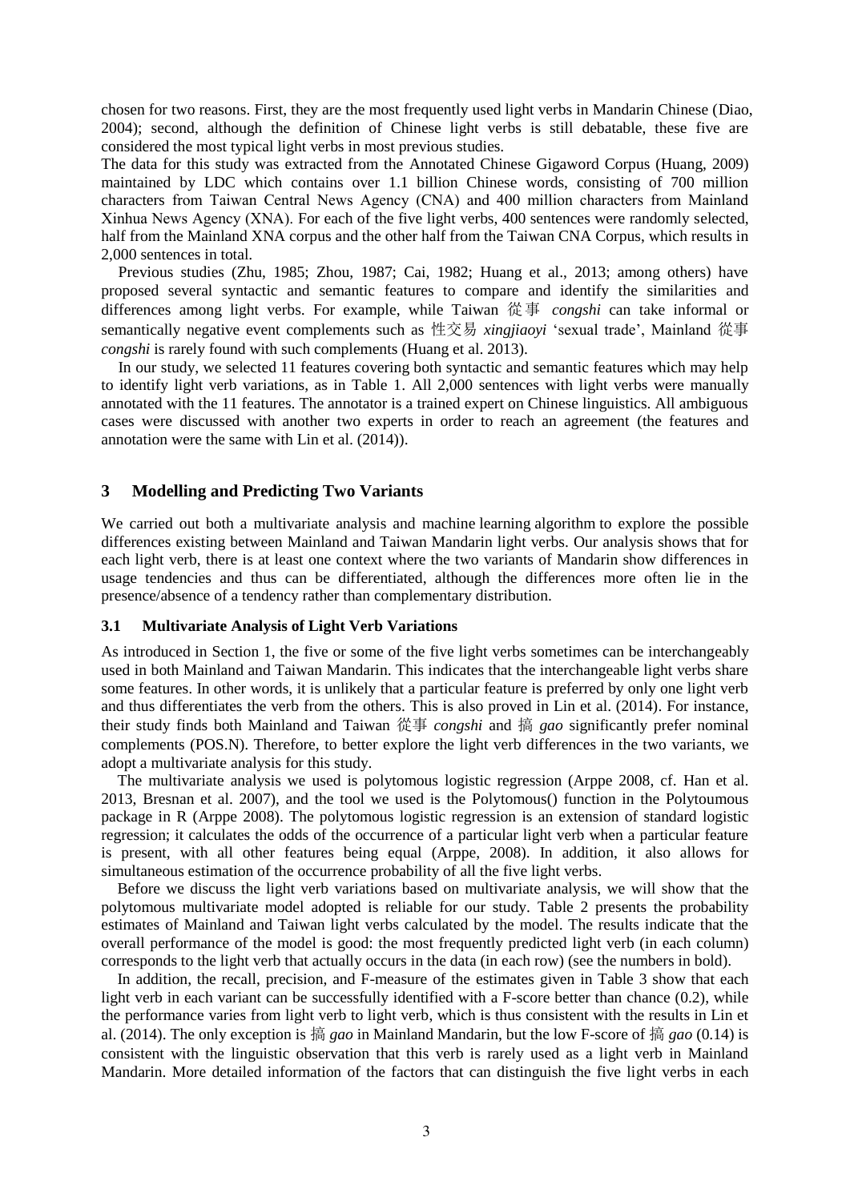chosen for two reasons. First, they are the most frequently used light verbs in Mandarin Chinese (Diao, 2004); second, although the definition of Chinese light verbs is still debatable, these five are considered the most typical light verbs in most previous studies.

The data for this study was extracted from the Annotated Chinese Gigaword Corpus (Huang, 2009) maintained by LDC which contains over 1.1 billion Chinese words, consisting of 700 million characters from Taiwan Central News Agency (CNA) and 400 million characters from Mainland Xinhua News Agency (XNA). For each of the five light verbs, 400 sentences were randomly selected, half from the Mainland XNA corpus and the other half from the Taiwan CNA Corpus, which results in 2,000 sentences in total.

Previous studies (Zhu, 1985; Zhou, 1987; Cai, 1982; Huang et al., 2013; among others) have proposed several syntactic and semantic features to compare and identify the similarities and differences among light verbs. For example, while Taiwan 從事 *congshi* can take informal or semantically negative event complements such as 性交易 *xingjiaoyi* 'sexual trade', Mainland 從事 *congshi* is rarely found with such complements (Huang et al. 2013).

In our study, we selected 11 features covering both syntactic and semantic features which may help to identify light verb variations, as in Table 1. All 2,000 sentences with light verbs were manually annotated with the 11 features. The annotator is a trained expert on Chinese linguistics. All ambiguous cases were discussed with another two experts in order to reach an agreement (the features and annotation were the same with Lin et al. (2014)).

## 3 Modelling and Predicting Two Variants

We carried out both a multivariate analysis and machine learning algorithm to explore the possible differences existing between Mainland and Taiwan Mandarin light verbs. Our analysis shows that for each light verb, there is at least one context where the two variants of Mandarin show differences in usage tendencies and thus can be differentiated, although the differences more often lie in the presence/absence of a tendency rather than complementary distribution.

### 3.1 Multivariate Analysis of Light Verb Variations

As introduced in Section 1, the five or some of the five light verbs sometimes can be interchangeably used in both Mainland and Taiwan Mandarin. This indicates that the interchangeable light verbs share some features. In other words, it is unlikely that a particular feature is preferred by only one light verb and thus differentiates the verb from the others. This is also proved in Lin et al. (2014). For instance, their study finds both Mainland and Taiwan 從事 *congshi* and 搞 *gao* significantly prefer nominal complements (POS.N). Therefore, to better explore the light verb differences in the two variants, we adopt a multivariate analysis for this study.

The multivariate analysis we used is polytomous logistic regression (Arppe 2008, cf. Han et al. 2013, Bresnan et al. 2007), and the tool we used is the Polytomous() function in the Polytoumous package in R (Arppe 2008). The polytomous logistic regression is an extension of standard logistic regression; it calculates the odds of the occurrence of a particular light verb when a particular feature is present, with all other features being equal (Arppe, 2008). In addition, it also allows for simultaneous estimation of the occurrence probability of all the five light verbs.

Before we discuss the light verb variations based on multivariate analysis, we will show that the polytomous multivariate model adopted is reliable for our study. Table 2 presents the probability estimates of Mainland and Taiwan light verbs calculated by the model. The results indicate that the overall performance of the model is good: the most frequently predicted light verb (in each column) corresponds to the light verb that actually occurs in the data (in each row) (see the numbers in bold).

In addition, the recall, precision, and F-measure of the estimates given in Table 3 show that each light verb in each variant can be successfully identified with a F-score better than chance (0.2), while the performance varies from light verb to light verb, which is thus consistent with the results in Lin et al. (2014). The only exception is 搞 *gao* in Mainland Mandarin, but the low F-score of 搞 *gao* (0.14) is consistent with the linguistic observation that this verb is rarely used as a light verb in Mainland Mandarin. More detailed information of the factors that can distinguish the five light verbs in each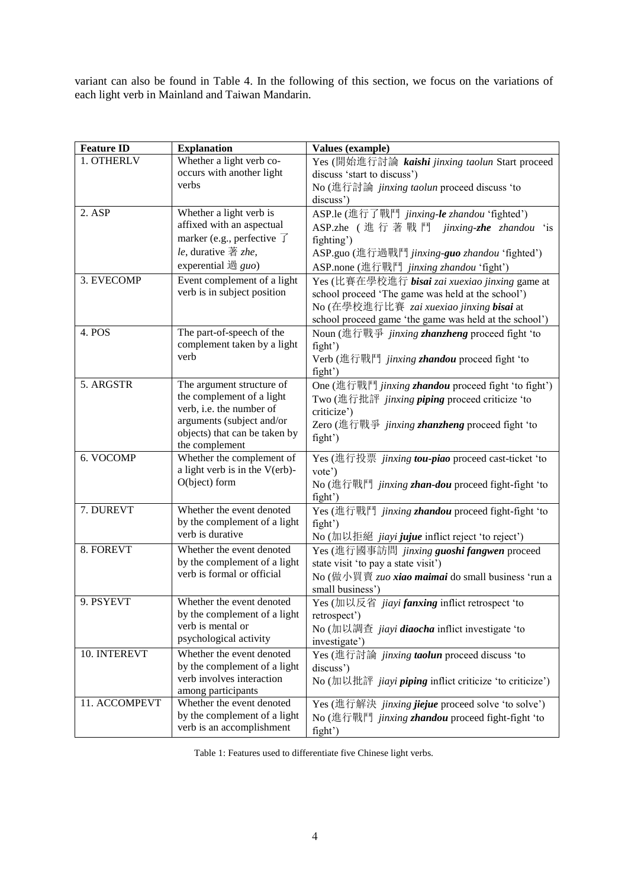variant can also be found in Table 4. In the following of this section, we focus on the variations of each light verb in Mainland and Taiwan Mandarin.

| Feature ID | Explanation | Values (example) |
|---|---|---|
| 1. OTHERLV | Whether a light verb co-occurs with another light verbs | Yes (開始進行討論 ***kaishi*** *jinxing taolun* Start proceed discuss 'start to discuss')<br>No (進行討論 *jinxing taolun* proceed discuss 'to discuss') |
| 2. ASP | Whether a light verb is affixed with an aspectual marker (e.g., perfective 了 *le*, durative 著 *zhe*, experiential 過 *guo*) | ASP.le (進行了戰鬥 *jinxing-**le** zhandou* 'fighted')<br>ASP.zhe (進行著戰鬥 *jinxing-**zhe** zhandou* 'is fighting')<br>ASP.guo (進行過戰鬥 *jinxing-**guo** zhandou* 'fighted')<br>ASP.none (進行戰鬥 *jinxing zhandou* 'fight') |
| 3. EVECOMP | Event complement of a light verb is in subject position | Yes (比賽在學校進行 ***bisai*** *zai xuexiao jinxing* game at school proceed 'The game was held at the school')<br>No (在學校進行比賽 *zai xuexiao jinxing* ***bisai*** at school proceed game 'the game was held at the school') |
| 4. POS | The part-of-speech of the complement taken by a light verb | Noun (進行戰爭 *jinxing* ***zhanzheng*** proceed fight 'to fight')<br>Verb (進行戰鬥 *jinxing* ***zhandou*** proceed fight 'to fight') |
| 5. ARGSTR | The argument structure of the complement of a light verb, i.e. the number of arguments (subject and/or objects) that can be taken by the complement | One (進行戰鬥 *jinxing* ***zhandou*** proceed fight 'to fight')<br>Two (進行批評 *jinxing* ***piping*** proceed criticize 'to criticize')<br>Zero (進行戰爭 *jinxing* ***zhanzheng*** proceed fight 'to fight') |
| 6. VOCOMP | Whether the complement of a light verb is in the V(erb)-O(bject) form | Yes (進行投票 *jinxing* ***tou-piao*** proceed cast-ticket 'to vote')<br>No (進行戰鬥 *jinxing* ***zhan-dou*** proceed fight-fight 'to fight') |
| 7. DUREVT | Whether the event denoted by the complement of a light verb is durative | Yes (進行戰鬥 *jinxing* ***zhandou*** proceed fight-fight 'to fight')<br>No (加以拒絕 *jiayi* ***jujue*** inflict reject 'to reject') |
| 8. FOREVT | Whether the event denoted by the complement of a light verb is formal or official | Yes (進行國事訪問 *jinxing* ***guoshi fangwen*** proceed state visit 'to pay a state visit')<br>No (做小買賣 *zuo* ***xiao maimai*** do small business 'run a small business') |
| 9. PSYEVT | Whether the event denoted by the complement of a light verb is mental or psychological activity | Yes (加以反省 *jiayi* ***fanxing*** inflict retrospect 'to retrospect')<br>No (加以調查 *jiayi* ***diaocha*** inflict investigate 'to investigate') |
| 10. INTEREVT | Whether the event denoted by the complement of a light verb involves interaction among participants | Yes (進行討論 *jinxing* ***taolun*** proceed discuss 'to discuss')<br>No (加以批評 *jiayi* ***piping*** inflict criticize 'to criticize') |
| 11. ACCOMPEVT | Whether the event denoted by the complement of a light verb is an accomplishment | Yes (進行解決 *jinxing* ***jiejue*** proceed solve 'to solve')<br>No (進行戰鬥 *jinxing* ***zhandou*** proceed fight-fight 'to fight') |

Table 1: Features used to differentiate five Chinese light verbs.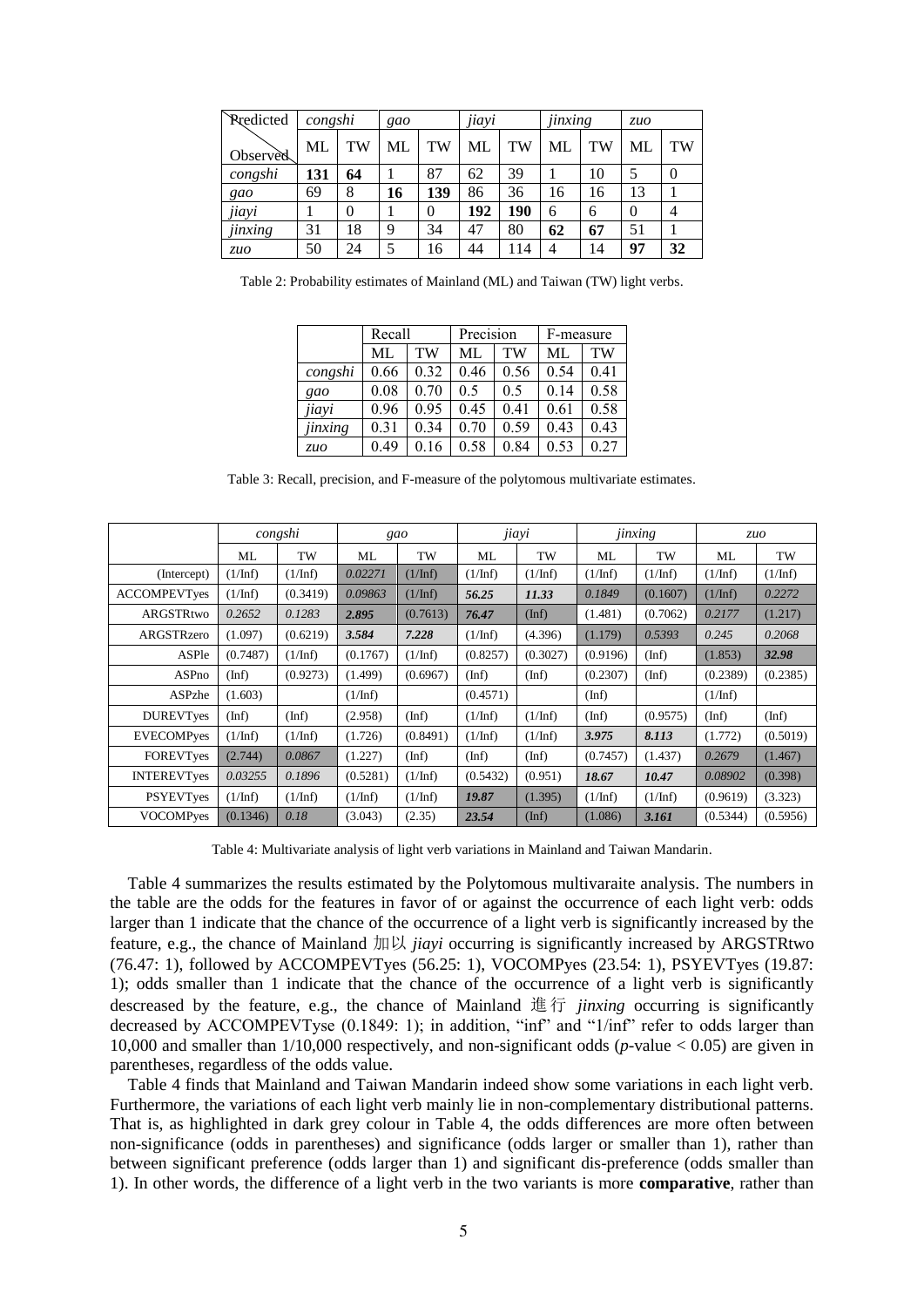| Predicted / Observed | *congshi* | | *gao* | | *jiayi* | | *jinxing* | | *zuo* | |
|---|---|---|---|---|---|---|---|---|---|---|
| | ML | TW | ML | TW | ML | TW | ML | TW | ML | TW |
| *congshi* | **131** | **64** | 1 | 87 | 62 | 39 | 1 | 10 | 5 | 0 |
| *gao* | 69 | 8 | **16** | **139** | 86 | 36 | 16 | 16 | 13 | 1 |
| *jiayi* | 1 | 0 | 1 | 0 | **192** | **190** | 6 | 6 | 0 | 4 |
| *jinxing* | 31 | 18 | 9 | 34 | 47 | 80 | **62** | **67** | 51 | 1 |
| *zuo* | 50 | 24 | 5 | 16 | 44 | 114 | 4 | 14 | **97** | **32** |

Table 2: Probability estimates of Mainland (ML) and Taiwan (TW) light verbs.

| | Recall | | Precision | | F-measure | |
|---|---|---|---|---|---|---|
| | ML | TW | ML | TW | ML | TW |
| *congshi* | 0.66 | 0.32 | 0.46 | 0.56 | 0.54 | 0.41 |
| *gao* | 0.08 | 0.70 | 0.5 | 0.5 | 0.14 | 0.58 |
| *jiayi* | 0.96 | 0.95 | 0.45 | 0.41 | 0.61 | 0.58 |
| *jinxing* | 0.31 | 0.34 | 0.70 | 0.59 | 0.43 | 0.43 |
| *zuo* | 0.49 | 0.16 | 0.58 | 0.84 | 0.53 | 0.27 |

Table 3: Recall, precision, and F-measure of the polytomous multivariate estimates.

| | *congshi* | | *gao* | | *jiayi* | | *jinxing* | | *zuo* | |
|---|---|---|---|---|---|---|---|---|---|---|
| | ML | TW | ML | TW | ML | TW | ML | TW | ML | TW |
| (Intercept) | (1/Inf) | (1/Inf) | *0.02271* | (1/Inf) | (1/Inf) | (1/Inf) | (1/Inf) | (1/Inf) | (1/Inf) | (1/Inf) |
| ACCOMPEVTyes | (1/Inf) | (0.3419) | *0.09863* | (1/Inf) | ***56.25*** | ***11.33*** | *0.1849* | (0.1607) | (1/Inf) | *0.2272* |
| ARGSTRtwo | *0.2652* | *0.1283* | ***2.895*** | (0.7613) | ***76.47*** | (Inf) | (1.481) | (0.7062) | *0.2177* | (1.217) |
| ARGSTRzero | (1.097) | (0.6219) | ***3.584*** | ***7.228*** | (1/Inf) | (4.396) | (1.179) | *0.5393* | *0.245* | *0.2068* |
| ASPle | (0.7487) | (1/Inf) | (0.1767) | (1/Inf) | (0.8257) | (0.3027) | (0.9196) | (Inf) | (1.853) | ***32.98*** |
| ASPno | (Inf) | (0.9273) | (1.499) | (0.6967) | (Inf) | (Inf) | (0.2307) | (Inf) | (0.2389) | (0.2385) |
| ASPzhe | (1.603) | | (1/Inf) | | (0.4571) | | (Inf) | | (1/Inf) | |
| DUREVTyes | (Inf) | (Inf) | (2.958) | (Inf) | (1/Inf) | (1/Inf) | (Inf) | (0.9575) | (Inf) | (Inf) |
| EVECOMPyes | (1/Inf) | (1/Inf) | (1.726) | (0.8491) | (1/Inf) | (1/Inf) | ***3.975*** | ***8.113*** | (1.772) | (0.5019) |
| FOREVTyes | (2.744) | *0.0867* | (1.227) | (Inf) | (Inf) | (Inf) | (0.7457) | (1.437) | *0.2679* | (1.467) |
| INTEREVTyes | *0.03255* | *0.1896* | (0.5281) | (1/Inf) | (0.5432) | (0.951) | ***18.67*** | ***10.47*** | *0.08902* | (0.398) |
| PSYEVTyes | (1/Inf) | (1/Inf) | (1/Inf) | (1/Inf) | ***19.87*** | (1.395) | (1/Inf) | (1/Inf) | (0.9619) | (3.323) |
| VOCOMPyes | (0.1346) | *0.18* | (3.043) | (2.35) | ***23.54*** | (Inf) | (1.086) | ***3.161*** | (0.5344) | (0.5956) |

Table 4: Multivariate analysis of light verb variations in Mainland and Taiwan Mandarin.

Table 4 summarizes the results estimated by the Polytomous multivaraite analysis. The numbers in the table are the odds for the features in favor of or against the occurrence of each light verb: odds larger than 1 indicate that the chance of the occurrence of a light verb is significantly increased by the feature, e.g., the chance of Mainland 加以 *jiayi* occurring is significantly increased by ARGSTRtwo (76.47: 1), followed by ACCOMPEVTyes (56.25: 1), VOCOMPyes (23.54: 1), PSYEVTyes (19.87: 1); odds smaller than 1 indicate that the chance of the occurrence of a light verb is significantly descreased by the feature, e.g., the chance of Mainland 進行 *jinxing* occurring is significantly decreased by ACCOMPEVTyse (0.1849: 1); in addition, "inf" and "1/inf" refer to odds larger than 10,000 and smaller than 1/10,000 respectively, and non-significant odds ($p$-value $< 0.05$) are given in parentheses, regardless of the odds value.

Table 4 finds that Mainland and Taiwan Mandarin indeed show some variations in each light verb. Furthermore, the variations of each light verb mainly lie in non-complementary distributional patterns. That is, as highlighted in dark grey colour in Table 4, the odds differences are more often between non-significance (odds in parentheses) and significance (odds larger or smaller than 1), rather than between significant preference (odds larger than 1) and significant dis-preference (odds smaller than 1). In other words, the difference of a light verb in the two variants is more **comparative**, rather than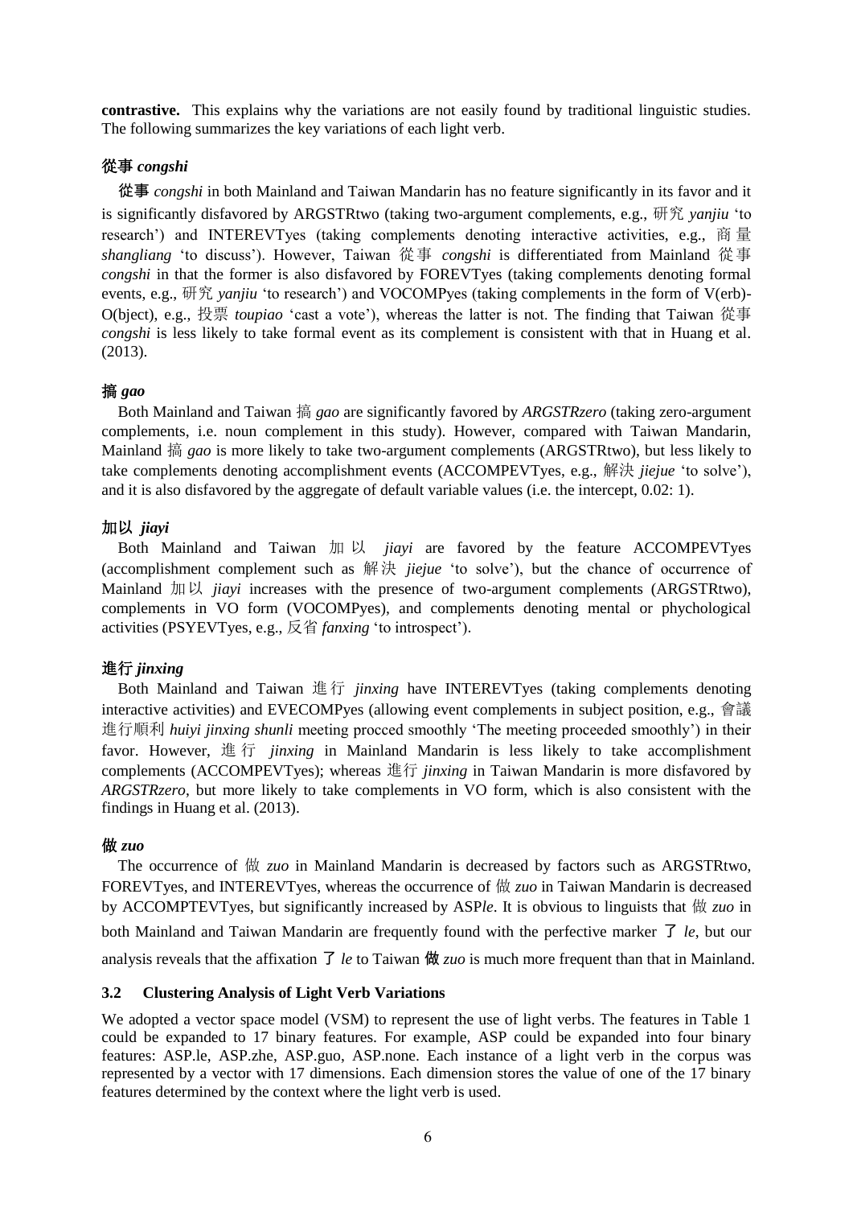**contrastive.** This explains why the variations are not easily found by traditional linguistic studies. The following summarizes the key variations of each light verb.

#### 從事 *congshi*

**從事** *congshi* in both Mainland and Taiwan Mandarin has no feature significantly in its favor and it is significantly disfavored by ARGSTRtwo (taking two-argument complements, e.g., 研究 *yanjiu* 'to research') and INTEREVTyes (taking complements denoting interactive activities, e.g., 商量 *shangliang* 'to discuss'). However, Taiwan 從事 *congshi* is differentiated from Mainland 從事 *congshi* in that the former is also disfavored by FOREVTyes (taking complements denoting formal events, e.g., 研究 *yanjiu* 'to research') and VOCOMPyes (taking complements in the form of V(erb)-O(bject), e.g., 投票 *toupiao* 'cast a vote'), whereas the latter is not. The finding that Taiwan 從事 *congshi* is less likely to take formal event as its complement is consistent with that in Huang et al. (2013).

#### 搞 *gao*

Both Mainland and Taiwan 搞 *gao* are significantly favored by *ARGSTRzero* (taking zero-argument complements, i.e. noun complement in this study). However, compared with Taiwan Mandarin, Mainland 搞 *gao* is more likely to take two-argument complements (ARGSTRtwo), but less likely to take complements denoting accomplishment events (ACCOMPEVTyes, e.g., 解決 *jiejue* 'to solve'), and it is also disfavored by the aggregate of default variable values (i.e. the intercept, 0.02: 1).

#### 加以 *jiayi*

Both Mainland and Taiwan 加以 *jiayi* are favored by the feature ACCOMPEVTyes (accomplishment complement such as 解決 *jiejue* 'to solve'), but the chance of occurrence of Mainland 加以 *jiayi* increases with the presence of two-argument complements (ARGSTRtwo), complements in VO form (VOCOMPyes), and complements denoting mental or phychological activities (PSYEVTyes, e.g., 反省 *fanxing* 'to introspect').

#### 進行 *jinxing*

Both Mainland and Taiwan 進行 *jinxing* have INTEREVTyes (taking complements denoting interactive activities) and EVECOMPyes (allowing event complements in subject position, e.g., 會議進行順利 *huiyi jinxing shunli* meeting procced smoothly 'The meeting proceeded smoothly') in their favor. However, 進行 *jinxing* in Mainland Mandarin is less likely to take accomplishment complements (ACCOMPEVTyes); whereas 進行 *jinxing* in Taiwan Mandarin is more disfavored by *ARGSTRzero*, but more likely to take complements in VO form, which is also consistent with the findings in Huang et al. (2013).

#### 做 *zuo*

The occurrence of 做 *zuo* in Mainland Mandarin is decreased by factors such as ARGSTRtwo, FOREVTyes, and INTEREVTyes, whereas the occurrence of 做 *zuo* in Taiwan Mandarin is decreased by ACCOMPTEVTyes, but significantly increased by ASP*le*. It is obvious to linguists that 做 *zuo* in both Mainland and Taiwan Mandarin are frequently found with the perfective marker 了 *le*, but our analysis reveals that the affixation 了 *le* to Taiwan **做** *zuo* is much more frequent than that in Mainland.

### 3.2 Clustering Analysis of Light Verb Variations

We adopted a vector space model (VSM) to represent the use of light verbs. The features in Table 1 could be expanded to 17 binary features. For example, ASP could be expanded into four binary features: ASP.le, ASP.zhe, ASP.guo, ASP.none. Each instance of a light verb in the corpus was represented by a vector with 17 dimensions. Each dimension stores the value of one of the 17 binary features determined by the context where the light verb is used.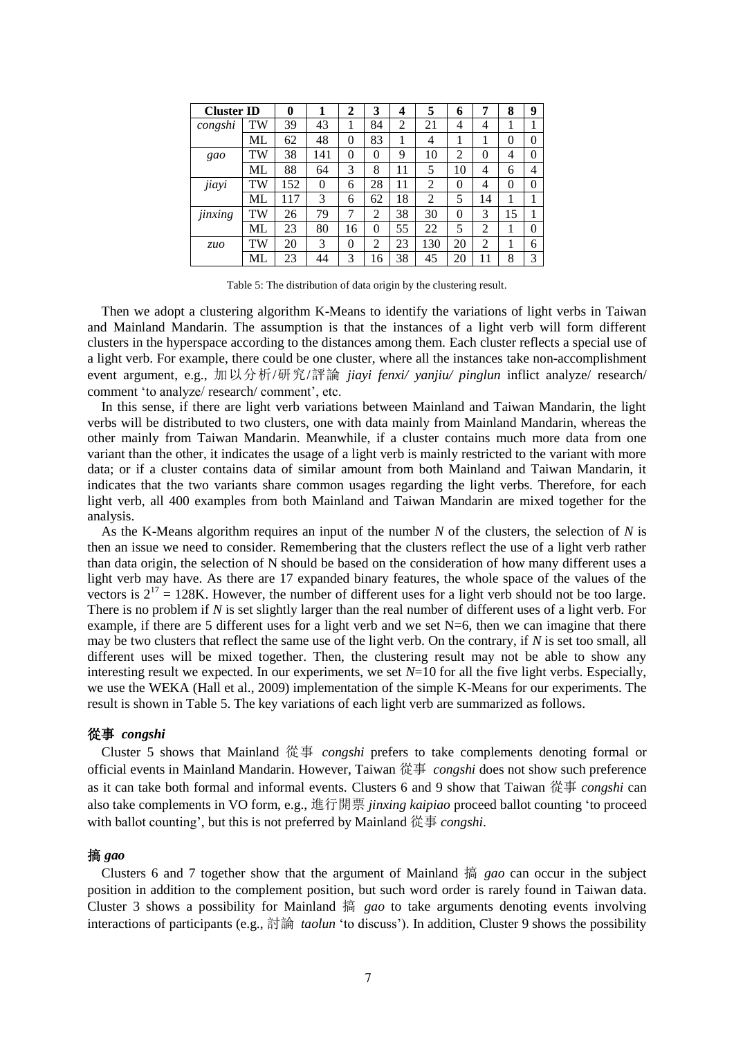| Cluster ID | | 0 | 1 | 2 | 3 | 4 | 5 | 6 | 7 | 8 | 9 |
|---|---|---|---|---|---|---|---|---|---|---|---|
| *congshi* | TW | 39 | 43 | 1 | 84 | 2 | 21 | 4 | 4 | 1 | 1 |
| | ML | 62 | 48 | 0 | 83 | 1 | 4 | 1 | 1 | 0 | 0 |
| *gao* | TW | 38 | 141 | 0 | 0 | 9 | 10 | 2 | 0 | 4 | 0 |
| | ML | 88 | 64 | 3 | 8 | 11 | 5 | 10 | 4 | 6 | 4 |
| *jiayi* | TW | 152 | 0 | 6 | 28 | 11 | 2 | 0 | 4 | 0 | 0 |
| | ML | 117 | 3 | 6 | 62 | 18 | 2 | 5 | 14 | 1 | 1 |
| *jinxing* | TW | 26 | 79 | 7 | 2 | 38 | 30 | 0 | 3 | 15 | 1 |
| | ML | 23 | 80 | 16 | 0 | 55 | 22 | 5 | 2 | 1 | 0 |
| *zuo* | TW | 20 | 3 | 0 | 2 | 23 | 130 | 20 | 2 | 1 | 6 |
| | ML | 23 | 44 | 3 | 16 | 38 | 45 | 20 | 11 | 8 | 3 |

Table 5: The distribution of data origin by the clustering result.

Then we adopt a clustering algorithm K-Means to identify the variations of light verbs in Taiwan and Mainland Mandarin. The assumption is that the instances of a light verb will form different clusters in the hyperspace according to the distances among them. Each cluster reflects a special use of a light verb. For example, there could be one cluster, where all the instances take non-accomplishment event argument, e.g., 加以分析/研究/評論 *jiayi fenxi/ yanjiu/ pinglun* inflict analyze/ research/ comment 'to analyze/ research/ comment', etc.

In this sense, if there are light verb variations between Mainland and Taiwan Mandarin, the light verbs will be distributed to two clusters, one with data mainly from Mainland Mandarin, whereas the other mainly from Taiwan Mandarin. Meanwhile, if a cluster contains much more data from one variant than the other, it indicates the usage of a light verb is mainly restricted to the variant with more data; or if a cluster contains data of similar amount from both Mainland and Taiwan Mandarin, it indicates that the two variants share common usages regarding the light verbs. Therefore, for each light verb, all 400 examples from both Mainland and Taiwan Mandarin are mixed together for the analysis.

As the K-Means algorithm requires an input of the number *N* of the clusters, the selection of *N* is then an issue we need to consider. Remembering that the clusters reflect the use of a light verb rather than data origin, the selection of N should be based on the consideration of how many different uses a light verb may have. As there are 17 expanded binary features, the whole space of the values of the vectors is $2^{17}$ = 128K. However, the number of different uses for a light verb should not be too large. There is no problem if *N* is set slightly larger than the real number of different uses of a light verb. For example, if there are 5 different uses for a light verb and we set N=6, then we can imagine that there may be two clusters that reflect the same use of the light verb. On the contrary, if *N* is set too small, all different uses will be mixed together. Then, the clustering result may not be able to show any interesting result we expected. In our experiments, we set *N*=10 for all the five light verbs. Especially, we use the WEKA (Hall et al., 2009) implementation of the simple K-Means for our experiments. The result is shown in Table 5. The key variations of each light verb are summarized as follows.

### 從事 *congshi*

Cluster 5 shows that Mainland 從事 *congshi* prefers to take complements denoting formal or official events in Mainland Mandarin. However, Taiwan 從事 *congshi* does not show such preference as it can take both formal and informal events. Clusters 6 and 9 show that Taiwan 從事 *congshi* can also take complements in VO form, e.g., 進行開票 *jinxing kaipiao* proceed ballot counting 'to proceed with ballot counting', but this is not preferred by Mainland 從事 *congshi*.

### 搞 *gao*

Clusters 6 and 7 together show that the argument of Mainland 搞 *gao* can occur in the subject position in addition to the complement position, but such word order is rarely found in Taiwan data. Cluster 3 shows a possibility for Mainland 搞 *gao* to take arguments denoting events involving interactions of participants (e.g., 討論 *taolun* 'to discuss'). In addition, Cluster 9 shows the possibility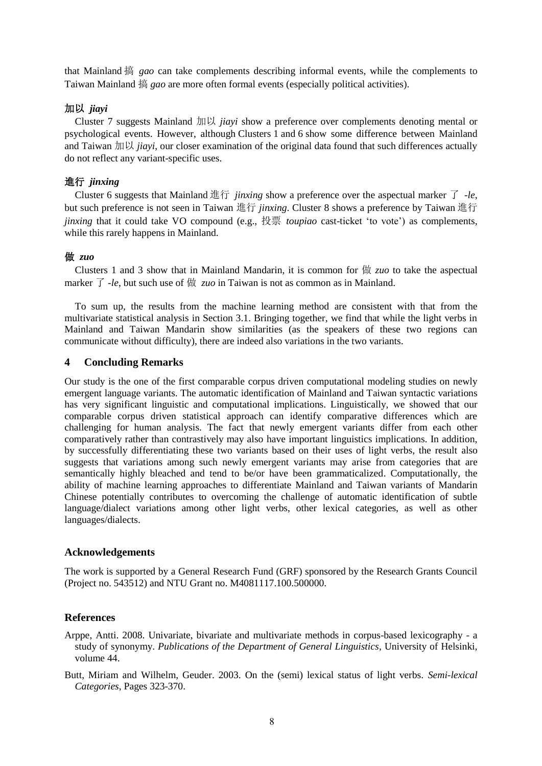that Mainland 搞 *gao* can take complements describing informal events, while the complements to Taiwan Mainland 搞 *gao* are more often formal events (especially political activities).

### 加以 *jiayi*

Cluster 7 suggests Mainland 加以 *jiayi* show a preference over complements denoting mental or psychological events. However, although Clusters 1 and 6 show some difference between Mainland and Taiwan 加以 *jiayi*, our closer examination of the original data found that such differences actually do not reflect any variant-specific uses.

### 進行 *jinxing*

Cluster 6 suggests that Mainland 進行 *jinxing* show a preference over the aspectual marker 了 *-le*, but such preference is not seen in Taiwan 進行 *jinxing*. Cluster 8 shows a preference by Taiwan 進行 *jinxing* that it could take VO compound (e.g., 投票 *toupiao* cast-ticket 'to vote') as complements, while this rarely happens in Mainland.

### 做 *zuo*

Clusters 1 and 3 show that in Mainland Mandarin, it is common for 做 *zuo* to take the aspectual marker 了 *-le*, but such use of 做 *zuo* in Taiwan is not as common as in Mainland.

To sum up, the results from the machine learning method are consistent with that from the multivariate statistical analysis in Section 3.1. Bringing together, we find that while the light verbs in Mainland and Taiwan Mandarin show similarities (as the speakers of these two regions can communicate without difficulty), there are indeed also variations in the two variants.

## 4 Concluding Remarks

Our study is the one of the first comparable corpus driven computational modeling studies on newly emergent language variants. The automatic identification of Mainland and Taiwan syntactic variations has very significant linguistic and computational implications. Linguistically, we showed that our comparable corpus driven statistical approach can identify comparative differences which are challenging for human analysis. The fact that newly emergent variants differ from each other comparatively rather than contrastively may also have important linguistics implications. In addition, by successfully differentiating these two variants based on their uses of light verbs, the result also suggests that variations among such newly emergent variants may arise from categories that are semantically highly bleached and tend to be/or have been grammaticalized. Computationally, the ability of machine learning approaches to differentiate Mainland and Taiwan variants of Mandarin Chinese potentially contributes to overcoming the challenge of automatic identification of subtle language/dialect variations among other light verbs, other lexical categories, as well as other languages/dialects.

## Acknowledgements

The work is supported by a General Research Fund (GRF) sponsored by the Research Grants Council (Project no. 543512) and NTU Grant no. M4081117.100.500000.

## References

Arppe, Antti. 2008. Univariate, bivariate and multivariate methods in corpus-based lexicography - a study of synonymy. *Publications of the Department of General Linguistics*, University of Helsinki, volume 44.

Butt, Miriam and Wilhelm, Geuder. 2003. On the (semi) lexical status of light verbs. *Semi-lexical Categories*, Pages 323-370.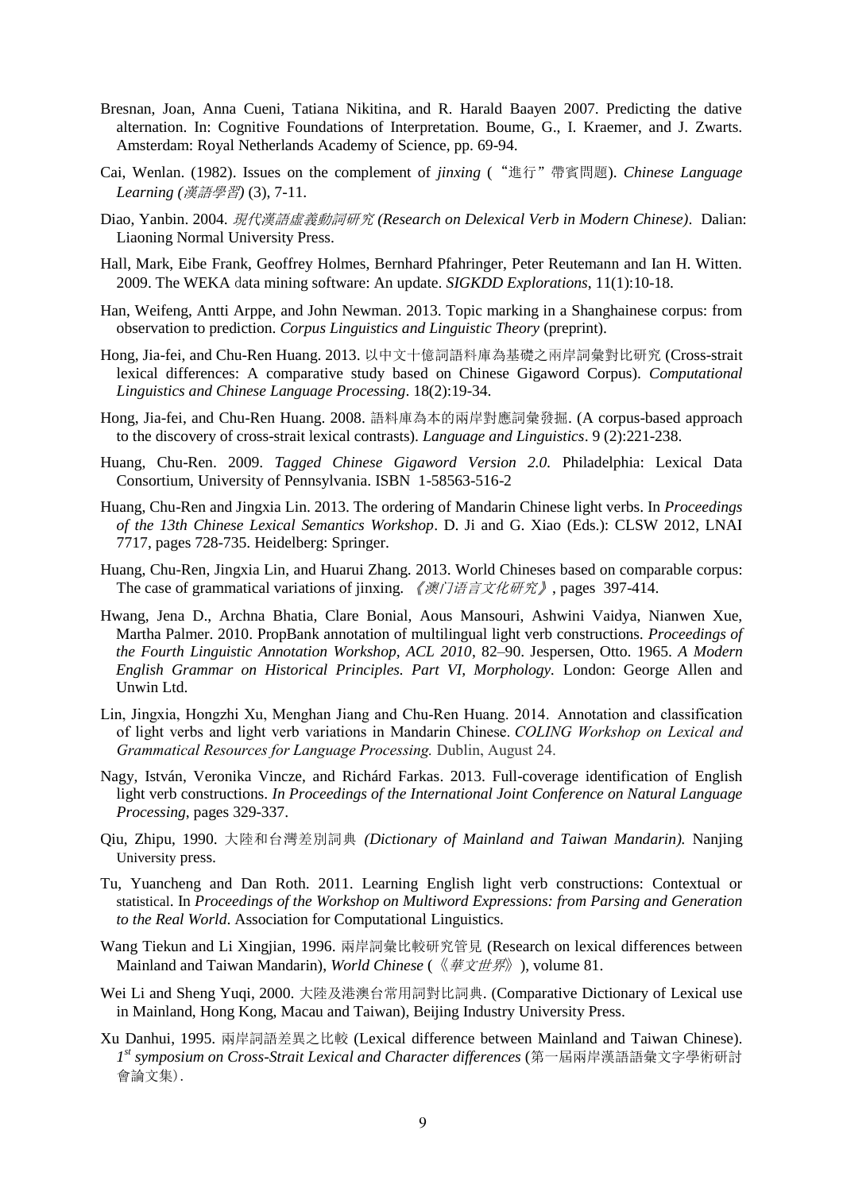Bresnan, Joan, Anna Cueni, Tatiana Nikitina, and R. Harald Baayen 2007. Predicting the dative alternation. In: Cognitive Foundations of Interpretation. Boume, G., I. Kraemer, and J. Zwarts. Amsterdam: Royal Netherlands Academy of Science, pp. 69-94.

Cai, Wenlan. (1982). Issues on the complement of *jinxing* (“進行”帶賓問題). *Chinese Language Learning (漢語學習)* (3), 7-11.

Diao, Yanbin. 2004. *現代漢語虛義動詞研究 (Research on Delexical Verb in Modern Chinese)*. Dalian: Liaoning Normal University Press.

Hall, Mark, Eibe Frank, Geoffrey Holmes, Bernhard Pfahringer, Peter Reutemann and Ian H. Witten. 2009. The WEKA data mining software: An update. *SIGKDD Explorations*, 11(1):10-18.

Han, Weifeng, Antti Arppe, and John Newman. 2013. Topic marking in a Shanghainese corpus: from observation to prediction. *Corpus Linguistics and Linguistic Theory* (preprint).

Hong, Jia-fei, and Chu-Ren Huang. 2013. 以中文十億詞語料庫為基礎之兩岸詞彙對比研究 (Cross-strait lexical differences: A comparative study based on Chinese Gigaword Corpus). *Computational Linguistics and Chinese Language Processing*. 18(2):19-34.

Hong, Jia-fei, and Chu-Ren Huang. 2008. 語料庫為本的兩岸對應詞彙發掘. (A corpus-based approach to the discovery of cross-strait lexical contrasts). *Language and Linguistics*. 9 (2):221-238.

Huang, Chu-Ren. 2009. *Tagged Chinese Gigaword Version 2.0*. Philadelphia: Lexical Data Consortium, University of Pennsylvania. ISBN 1-58563-516-2

Huang, Chu-Ren and Jingxia Lin. 2013. The ordering of Mandarin Chinese light verbs. In *Proceedings of the 13th Chinese Lexical Semantics Workshop*. D. Ji and G. Xiao (Eds.): CLSW 2012, LNAI 7717, pages 728-735. Heidelberg: Springer.

Huang, Chu-Ren, Jingxia Lin, and Huarui Zhang. 2013. World Chineses based on comparable corpus: The case of grammatical variations of jinxing. *《澳门语言文化研究》*, pages 397-414.

Hwang, Jena D., Archna Bhatia, Clare Bonial, Aous Mansouri, Ashwini Vaidya, Nianwen Xue, Martha Palmer. 2010. PropBank annotation of multilingual light verb constructions. *Proceedings of the Fourth Linguistic Annotation Workshop, ACL 2010*, 82–90. Jespersen, Otto. 1965. *A Modern English Grammar on Historical Principles. Part VI, Morphology.* London: George Allen and Unwin Ltd.

Lin, Jingxia, Hongzhi Xu, Menghan Jiang and Chu-Ren Huang. 2014. Annotation and classification of light verbs and light verb variations in Mandarin Chinese. *COLING Workshop on Lexical and Grammatical Resources for Language Processing.* Dublin, August 24.

Nagy, István, Veronika Vincze, and Richárd Farkas. 2013. Full-coverage identification of English light verb constructions. *In Proceedings of the International Joint Conference on Natural Language Processing*, pages 329-337.

Qiu, Zhipu, 1990. 大陸和台灣差別詞典 *(Dictionary of Mainland and Taiwan Mandarin).* Nanjing University press.

Tu, Yuancheng and Dan Roth. 2011. Learning English light verb constructions: Contextual or statistical. In *Proceedings of the Workshop on Multiword Expressions: from Parsing and Generation to the Real World*. Association for Computational Linguistics.

Wang Tiekun and Li Xingjian, 1996. 兩岸詞彙比較研究管見 (Research on lexical differences between Mainland and Taiwan Mandarin), *World Chinese* (*《華文世界》*), volume 81.

Wei Li and Sheng Yuqi, 2000. 大陸及港澳台常用詞對比詞典. (Comparative Dictionary of Lexical use in Mainland, Hong Kong, Macau and Taiwan), Beijing Industry University Press.

Xu Danhui, 1995. 兩岸詞語差異之比較 (Lexical difference between Mainland and Taiwan Chinese). *1st symposium on Cross-Strait Lexical and Character differences* (第一屆兩岸漢語語彙文字學術研討會論文集).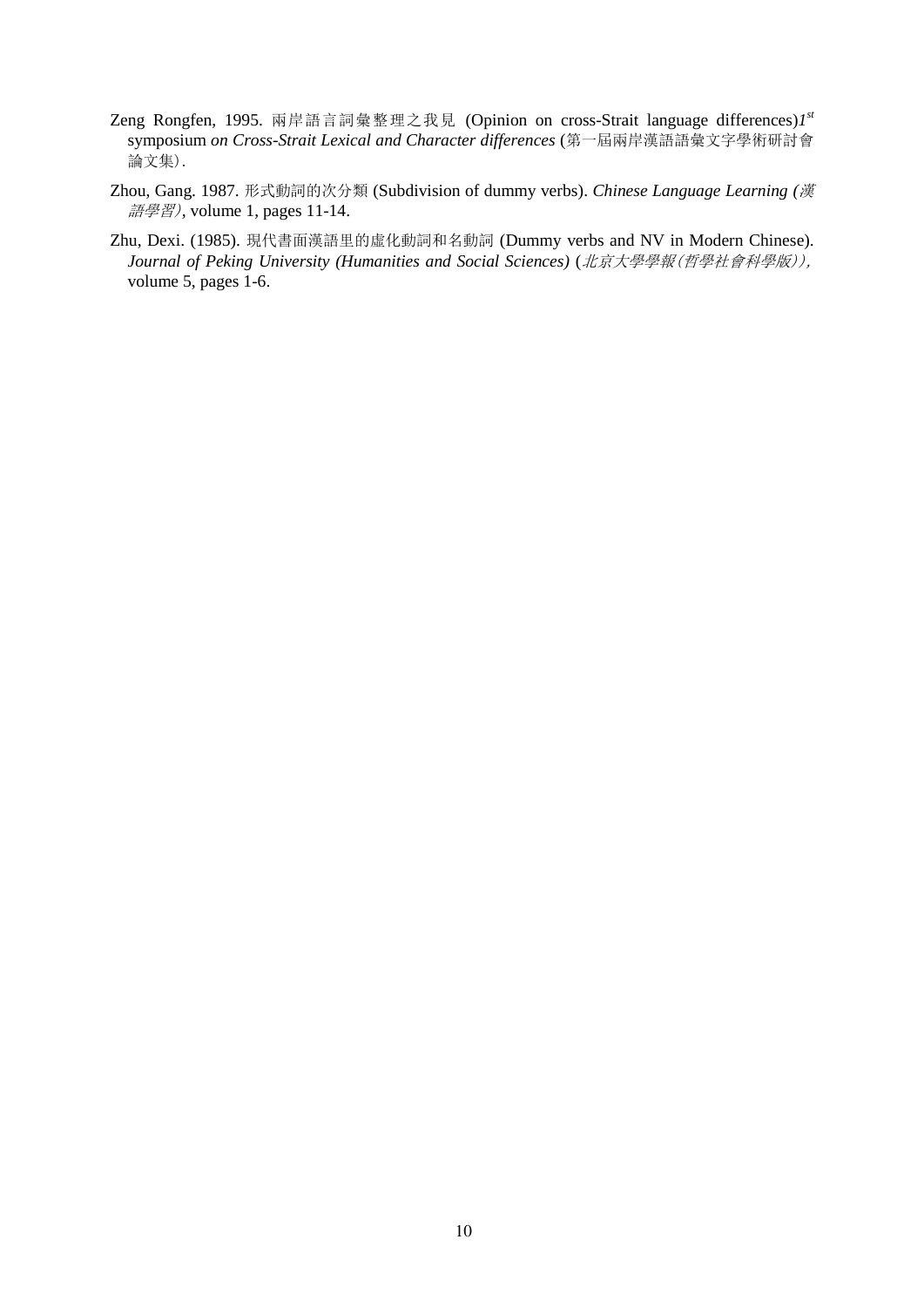Zeng Rongfen, 1995. 兩岸語言詞彙整理之我見 (Opinion on cross-Strait language differences)*1st* symposium *on Cross-Strait Lexical and Character differences* (第一屆兩岸漢語語彙文字學術研討會論文集).

Zhou, Gang. 1987. 形式動詞的次分類 (Subdivision of dummy verbs). *Chinese Language Learning (漢語學習)*, volume 1, pages 11-14.

Zhu, Dexi. (1985). 現代書面漢語里的虛化動詞和名動詞 (Dummy verbs and NV in Modern Chinese). *Journal of Peking University (Humanities and Social Sciences)* (*北京大學學報(哲學社會科學版)*), volume 5, pages 1-6.